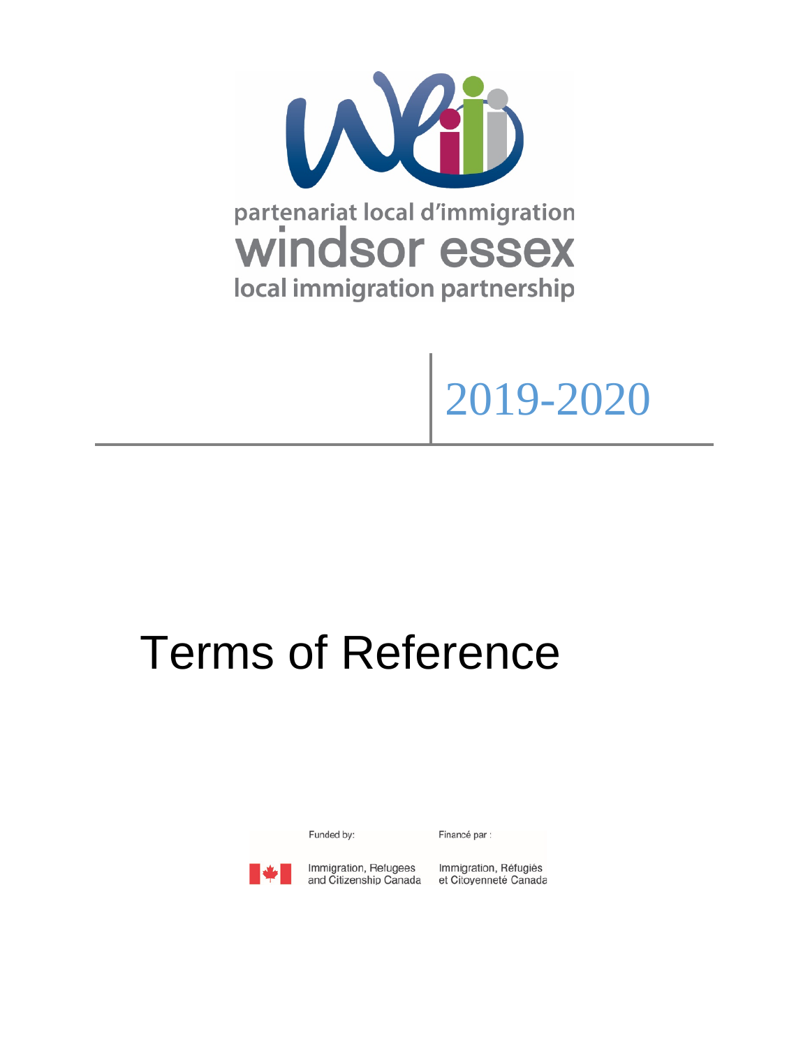partenariat local d'immigration
windsor essex
local immigration partnership

2019-2020

# Terms of Reference

Funded by: Immigration, Refugees and Citizenship Canada

Financé par : Immigration, Réfugiés et Citoyenneté Canada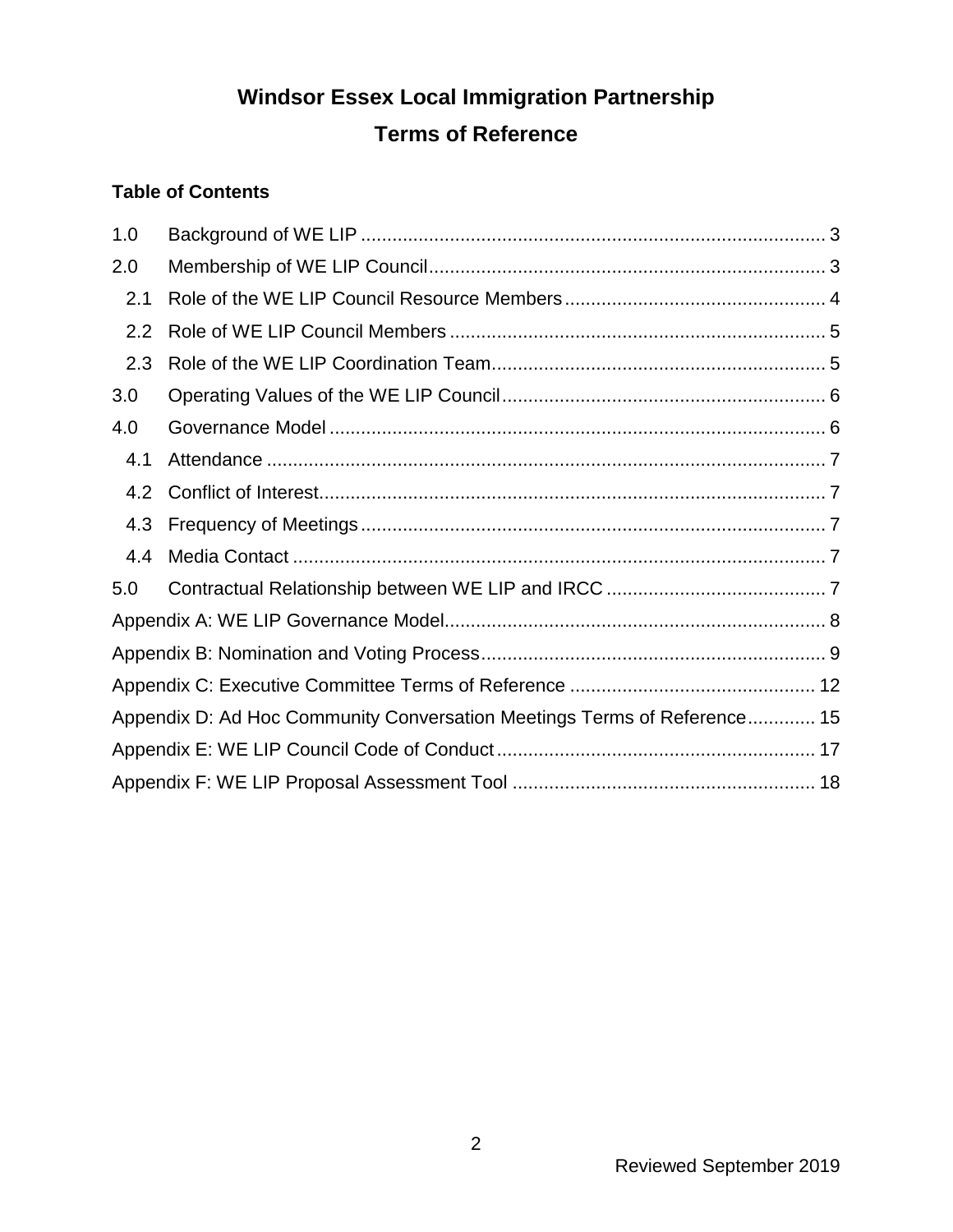# Windsor Essex Local Immigration Partnership

## Terms of Reference

### Table of Contents

1.0 Background of WE LIP ........ 3

2.0 Membership of WE LIP Council ........ 3

- 2.1 Role of the WE LIP Council Resource Members ........ 4
- 2.2 Role of WE LIP Council Members ........ 5
- 2.3 Role of the WE LIP Coordination Team ........ 5

3.0 Operating Values of the WE LIP Council ........ 6

4.0 Governance Model ........ 6

- 4.1 Attendance ........ 7
- 4.2 Conflict of Interest ........ 7
- 4.3 Frequency of Meetings ........ 7
- 4.4 Media Contact ........ 7

5.0 Contractual Relationship between WE LIP and IRCC ........ 7

Appendix A: WE LIP Governance Model ........ 8

Appendix B: Nomination and Voting Process ........ 9

Appendix C: Executive Committee Terms of Reference ........ 12

Appendix D: Ad Hoc Community Conversation Meetings Terms of Reference ........ 15

Appendix E: WE LIP Council Code of Conduct ........ 17

Appendix F: WE LIP Proposal Assessment Tool ........ 18

Reviewed September 2019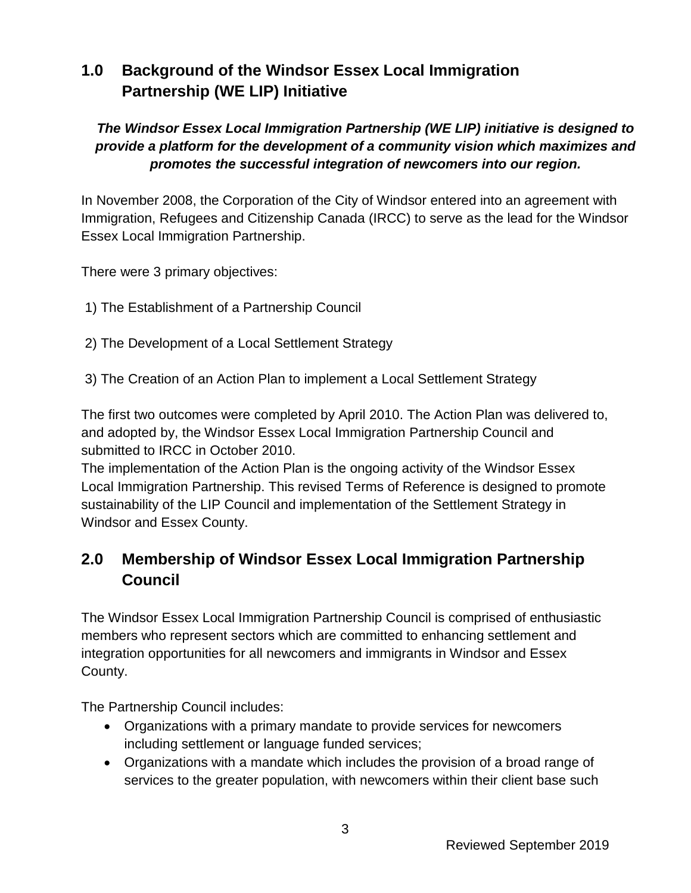## 1.0 Background of the Windsor Essex Local Immigration Partnership (WE LIP) Initiative

***The Windsor Essex Local Immigration Partnership (WE LIP) initiative is designed to provide a platform for the development of a community vision which maximizes and promotes the successful integration of newcomers into our region.***

In November 2008, the Corporation of the City of Windsor entered into an agreement with Immigration, Refugees and Citizenship Canada (IRCC) to serve as the lead for the Windsor Essex Local Immigration Partnership.

There were 3 primary objectives:

1) The Establishment of a Partnership Council

2) The Development of a Local Settlement Strategy

3) The Creation of an Action Plan to implement a Local Settlement Strategy

The first two outcomes were completed by April 2010. The Action Plan was delivered to, and adopted by, the Windsor Essex Local Immigration Partnership Council and submitted to IRCC in October 2010.
The implementation of the Action Plan is the ongoing activity of the Windsor Essex Local Immigration Partnership. This revised Terms of Reference is designed to promote sustainability of the LIP Council and implementation of the Settlement Strategy in Windsor and Essex County.

## 2.0 Membership of Windsor Essex Local Immigration Partnership Council

The Windsor Essex Local Immigration Partnership Council is comprised of enthusiastic members who represent sectors which are committed to enhancing settlement and integration opportunities for all newcomers and immigrants in Windsor and Essex County.

The Partnership Council includes:

- Organizations with a primary mandate to provide services for newcomers including settlement or language funded services;
- Organizations with a mandate which includes the provision of a broad range of services to the greater population, with newcomers within their client base such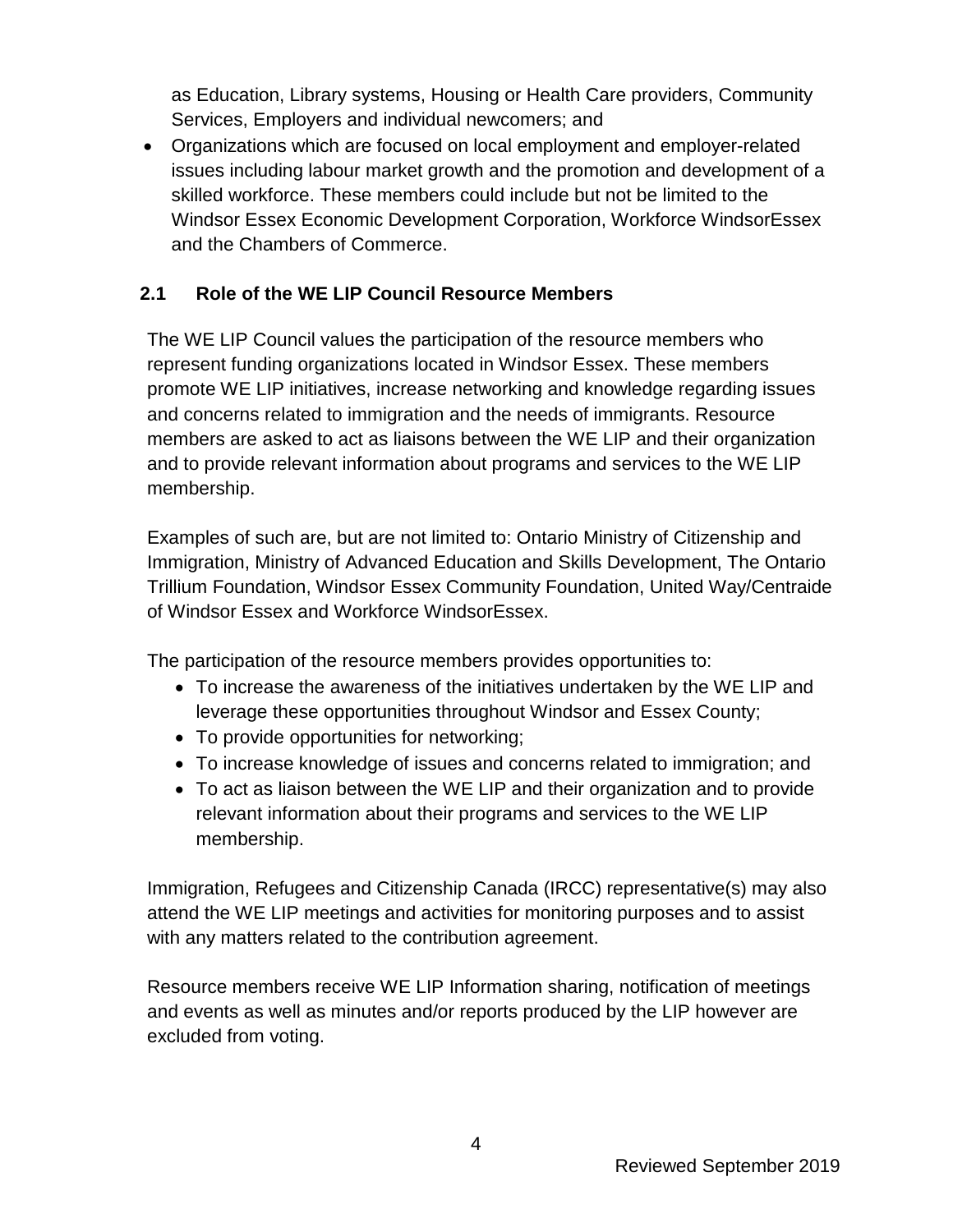as Education, Library systems, Housing or Health Care providers, Community Services, Employers and individual newcomers; and

- Organizations which are focused on local employment and employer-related issues including labour market growth and the promotion and development of a skilled workforce. These members could include but not be limited to the Windsor Essex Economic Development Corporation, Workforce WindsorEssex and the Chambers of Commerce.

## 2.1 Role of the WE LIP Council Resource Members

The WE LIP Council values the participation of the resource members who represent funding organizations located in Windsor Essex. These members promote WE LIP initiatives, increase networking and knowledge regarding issues and concerns related to immigration and the needs of immigrants. Resource members are asked to act as liaisons between the WE LIP and their organization and to provide relevant information about programs and services to the WE LIP membership.

Examples of such are, but are not limited to: Ontario Ministry of Citizenship and Immigration, Ministry of Advanced Education and Skills Development, The Ontario Trillium Foundation, Windsor Essex Community Foundation, United Way/Centraide of Windsor Essex and Workforce WindsorEssex.

The participation of the resource members provides opportunities to:

- To increase the awareness of the initiatives undertaken by the WE LIP and leverage these opportunities throughout Windsor and Essex County;
- To provide opportunities for networking;
- To increase knowledge of issues and concerns related to immigration; and
- To act as liaison between the WE LIP and their organization and to provide relevant information about their programs and services to the WE LIP membership.

Immigration, Refugees and Citizenship Canada (IRCC) representative(s) may also attend the WE LIP meetings and activities for monitoring purposes and to assist with any matters related to the contribution agreement.

Resource members receive WE LIP Information sharing, notification of meetings and events as well as minutes and/or reports produced by the LIP however are excluded from voting.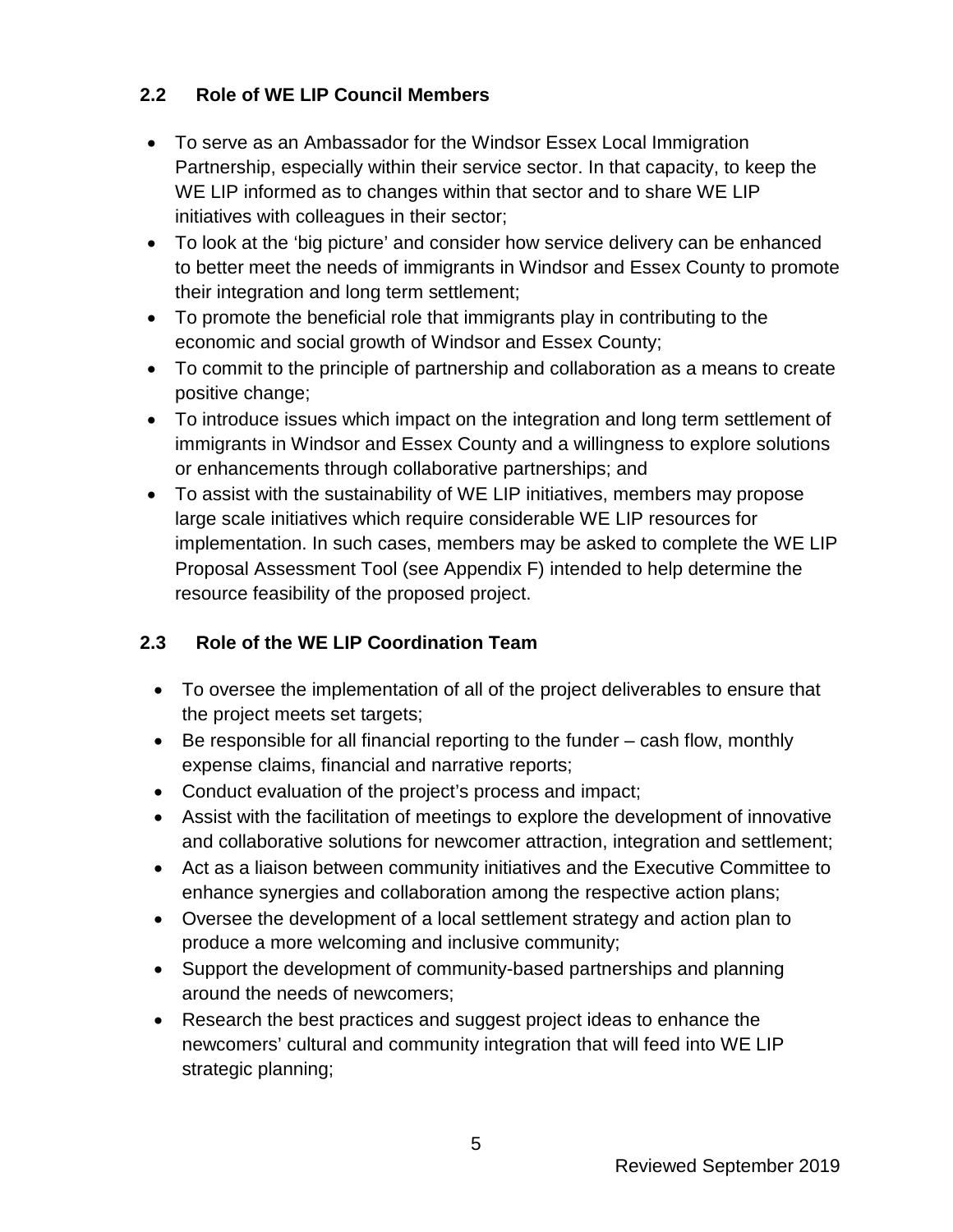## 2.2 Role of WE LIP Council Members

- To serve as an Ambassador for the Windsor Essex Local Immigration Partnership, especially within their service sector. In that capacity, to keep the WE LIP informed as to changes within that sector and to share WE LIP initiatives with colleagues in their sector;
- To look at the 'big picture' and consider how service delivery can be enhanced to better meet the needs of immigrants in Windsor and Essex County to promote their integration and long term settlement;
- To promote the beneficial role that immigrants play in contributing to the economic and social growth of Windsor and Essex County;
- To commit to the principle of partnership and collaboration as a means to create positive change;
- To introduce issues which impact on the integration and long term settlement of immigrants in Windsor and Essex County and a willingness to explore solutions or enhancements through collaborative partnerships; and
- To assist with the sustainability of WE LIP initiatives, members may propose large scale initiatives which require considerable WE LIP resources for implementation. In such cases, members may be asked to complete the WE LIP Proposal Assessment Tool (see Appendix F) intended to help determine the resource feasibility of the proposed project.

## 2.3 Role of the WE LIP Coordination Team

- To oversee the implementation of all of the project deliverables to ensure that the project meets set targets;
- Be responsible for all financial reporting to the funder – cash flow, monthly expense claims, financial and narrative reports;
- Conduct evaluation of the project's process and impact;
- Assist with the facilitation of meetings to explore the development of innovative and collaborative solutions for newcomer attraction, integration and settlement;
- Act as a liaison between community initiatives and the Executive Committee to enhance synergies and collaboration among the respective action plans;
- Oversee the development of a local settlement strategy and action plan to produce a more welcoming and inclusive community;
- Support the development of community-based partnerships and planning around the needs of newcomers;
- Research the best practices and suggest project ideas to enhance the newcomers' cultural and community integration that will feed into WE LIP strategic planning;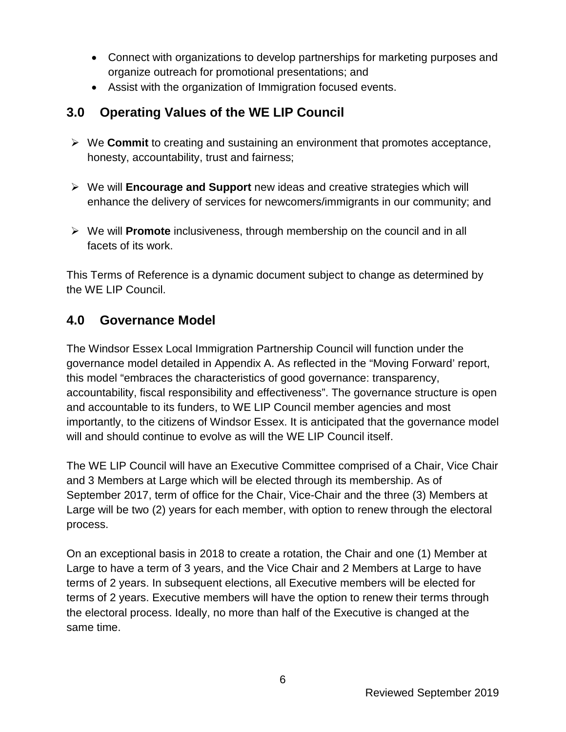- Connect with organizations to develop partnerships for marketing purposes and organize outreach for promotional presentations; and
- Assist with the organization of Immigration focused events.

## 3.0 Operating Values of the WE LIP Council

- We **Commit** to creating and sustaining an environment that promotes acceptance, honesty, accountability, trust and fairness;
- We will **Encourage and Support** new ideas and creative strategies which will enhance the delivery of services for newcomers/immigrants in our community; and
- We will **Promote** inclusiveness, through membership on the council and in all facets of its work.

This Terms of Reference is a dynamic document subject to change as determined by the WE LIP Council.

## 4.0 Governance Model

The Windsor Essex Local Immigration Partnership Council will function under the governance model detailed in Appendix A. As reflected in the "Moving Forward' report, this model "embraces the characteristics of good governance: transparency, accountability, fiscal responsibility and effectiveness". The governance structure is open and accountable to its funders, to WE LIP Council member agencies and most importantly, to the citizens of Windsor Essex. It is anticipated that the governance model will and should continue to evolve as will the WE LIP Council itself.

The WE LIP Council will have an Executive Committee comprised of a Chair, Vice Chair and 3 Members at Large which will be elected through its membership. As of September 2017, term of office for the Chair, Vice-Chair and the three (3) Members at Large will be two (2) years for each member, with option to renew through the electoral process.

On an exceptional basis in 2018 to create a rotation, the Chair and one (1) Member at Large to have a term of 3 years, and the Vice Chair and 2 Members at Large to have terms of 2 years. In subsequent elections, all Executive members will be elected for terms of 2 years. Executive members will have the option to renew their terms through the electoral process. Ideally, no more than half of the Executive is changed at the same time.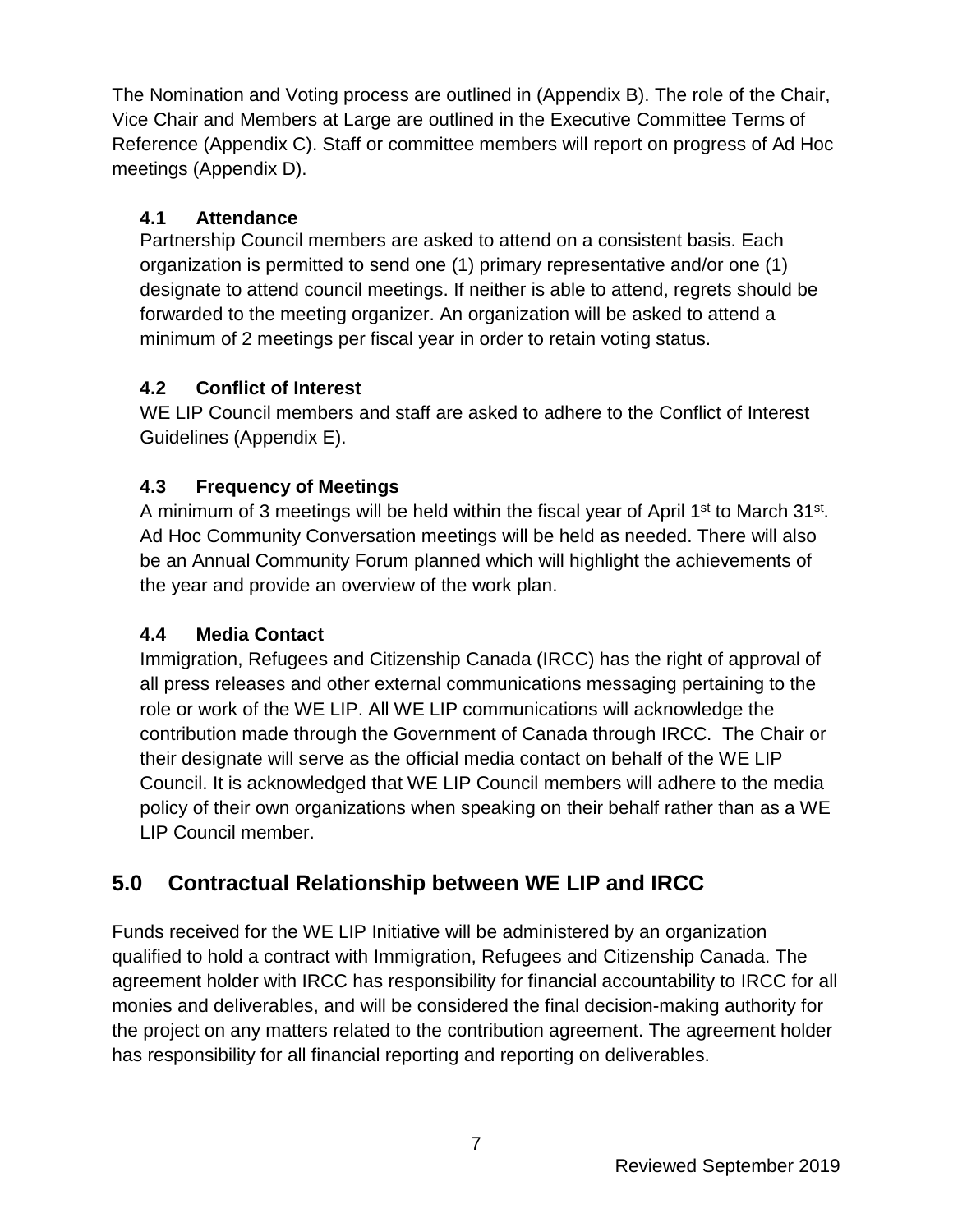The Nomination and Voting process are outlined in (Appendix B). The role of the Chair, Vice Chair and Members at Large are outlined in the Executive Committee Terms of Reference (Appendix C). Staff or committee members will report on progress of Ad Hoc meetings (Appendix D).

### 4.1 Attendance

Partnership Council members are asked to attend on a consistent basis. Each organization is permitted to send one (1) primary representative and/or one (1) designate to attend council meetings. If neither is able to attend, regrets should be forwarded to the meeting organizer. An organization will be asked to attend a minimum of 2 meetings per fiscal year in order to retain voting status.

### 4.2 Conflict of Interest

WE LIP Council members and staff are asked to adhere to the Conflict of Interest Guidelines (Appendix E).

### 4.3 Frequency of Meetings

A minimum of 3 meetings will be held within the fiscal year of April 1st to March 31st. Ad Hoc Community Conversation meetings will be held as needed. There will also be an Annual Community Forum planned which will highlight the achievements of the year and provide an overview of the work plan.

### 4.4 Media Contact

Immigration, Refugees and Citizenship Canada (IRCC) has the right of approval of all press releases and other external communications messaging pertaining to the role or work of the WE LIP. All WE LIP communications will acknowledge the contribution made through the Government of Canada through IRCC. The Chair or their designate will serve as the official media contact on behalf of the WE LIP Council. It is acknowledged that WE LIP Council members will adhere to the media policy of their own organizations when speaking on their behalf rather than as a WE LIP Council member.

## 5.0 Contractual Relationship between WE LIP and IRCC

Funds received for the WE LIP Initiative will be administered by an organization qualified to hold a contract with Immigration, Refugees and Citizenship Canada. The agreement holder with IRCC has responsibility for financial accountability to IRCC for all monies and deliverables, and will be considered the final decision-making authority for the project on any matters related to the contribution agreement. The agreement holder has responsibility for all financial reporting and reporting on deliverables.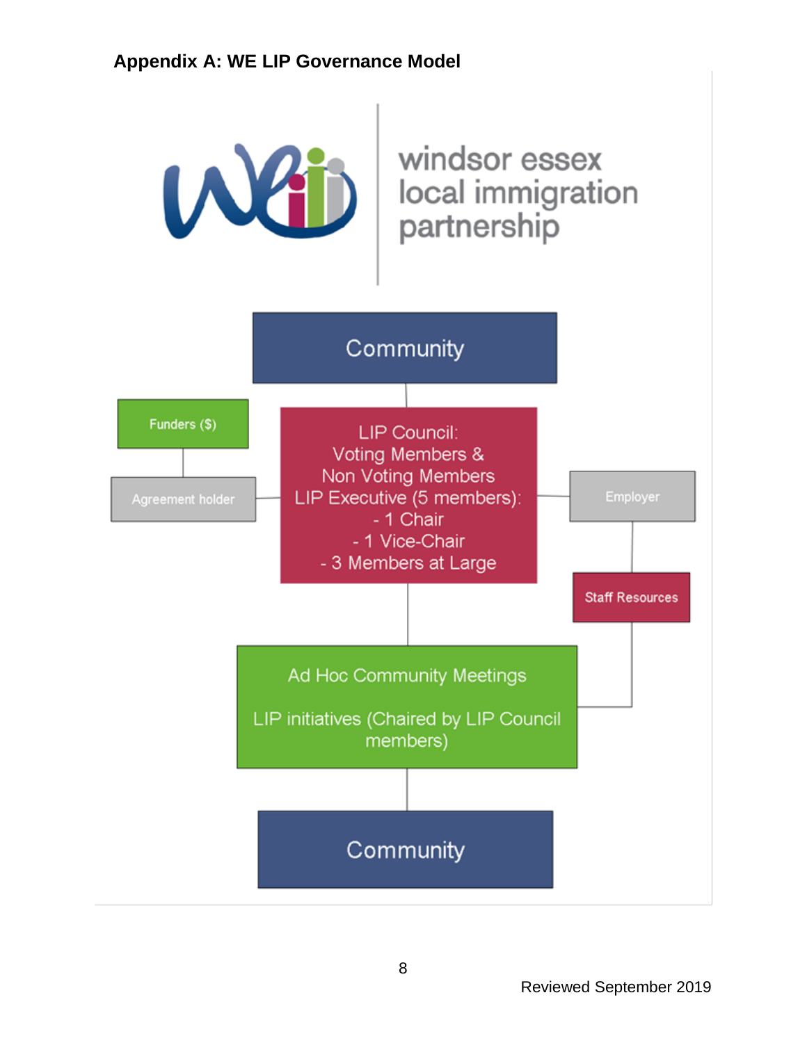## Appendix A: WE LIP Governance Model

windsor essex
local immigration
partnership

Community

Funders ($)

Agreement holder

LIP Council:
Voting Members &
Non Voting Members
LIP Executive (5 members):
- 1 Chair
- 1 Vice-Chair
- 3 Members at Large

Employer

Staff Resources

Ad Hoc Community Meetings

LIP initiatives (Chaired by LIP Council members)

Community

Reviewed September 2019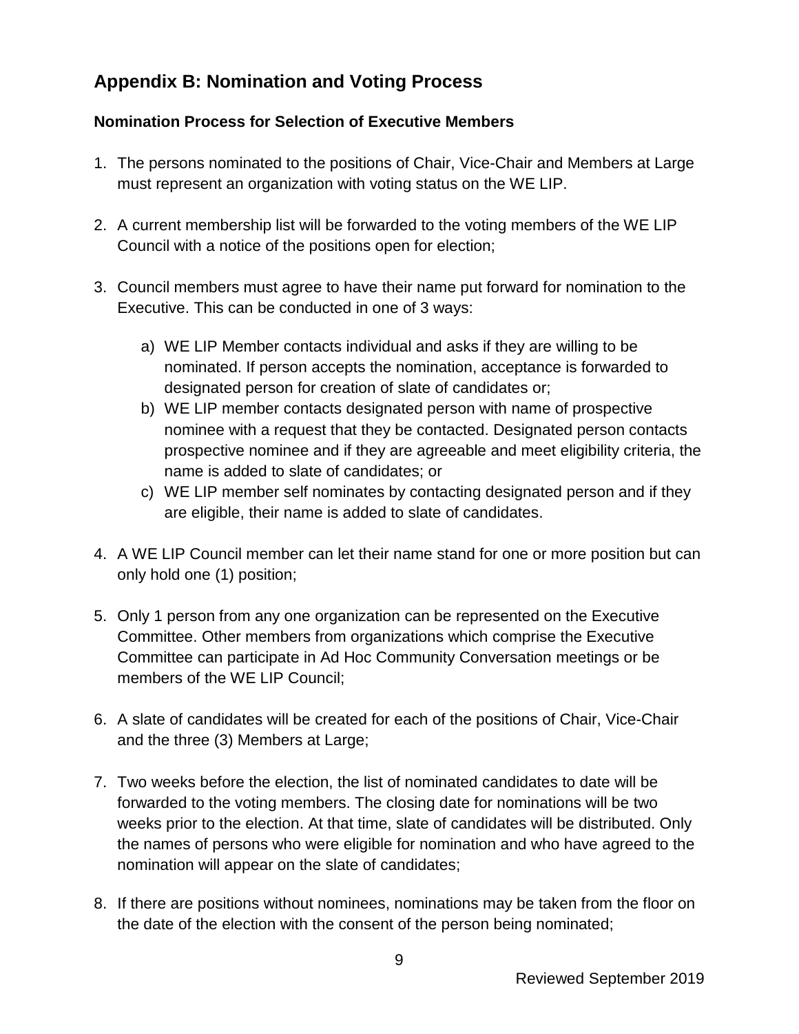## Appendix B: Nomination and Voting Process

### Nomination Process for Selection of Executive Members

1. The persons nominated to the positions of Chair, Vice-Chair and Members at Large must represent an organization with voting status on the WE LIP.

2. A current membership list will be forwarded to the voting members of the WE LIP Council with a notice of the positions open for election;

3. Council members must agree to have their name put forward for nomination to the Executive. This can be conducted in one of 3 ways:

   a) WE LIP Member contacts individual and asks if they are willing to be nominated. If person accepts the nomination, acceptance is forwarded to designated person for creation of slate of candidates or;
   b) WE LIP member contacts designated person with name of prospective nominee with a request that they be contacted. Designated person contacts prospective nominee and if they are agreeable and meet eligibility criteria, the name is added to slate of candidates; or
   c) WE LIP member self nominates by contacting designated person and if they are eligible, their name is added to slate of candidates.

4. A WE LIP Council member can let their name stand for one or more position but can only hold one (1) position;

5. Only 1 person from any one organization can be represented on the Executive Committee. Other members from organizations which comprise the Executive Committee can participate in Ad Hoc Community Conversation meetings or be members of the WE LIP Council;

6. A slate of candidates will be created for each of the positions of Chair, Vice-Chair and the three (3) Members at Large;

7. Two weeks before the election, the list of nominated candidates to date will be forwarded to the voting members. The closing date for nominations will be two weeks prior to the election. At that time, slate of candidates will be distributed. Only the names of persons who were eligible for nomination and who have agreed to the nomination will appear on the slate of candidates;

8. If there are positions without nominees, nominations may be taken from the floor on the date of the election with the consent of the person being nominated;

Reviewed September 2019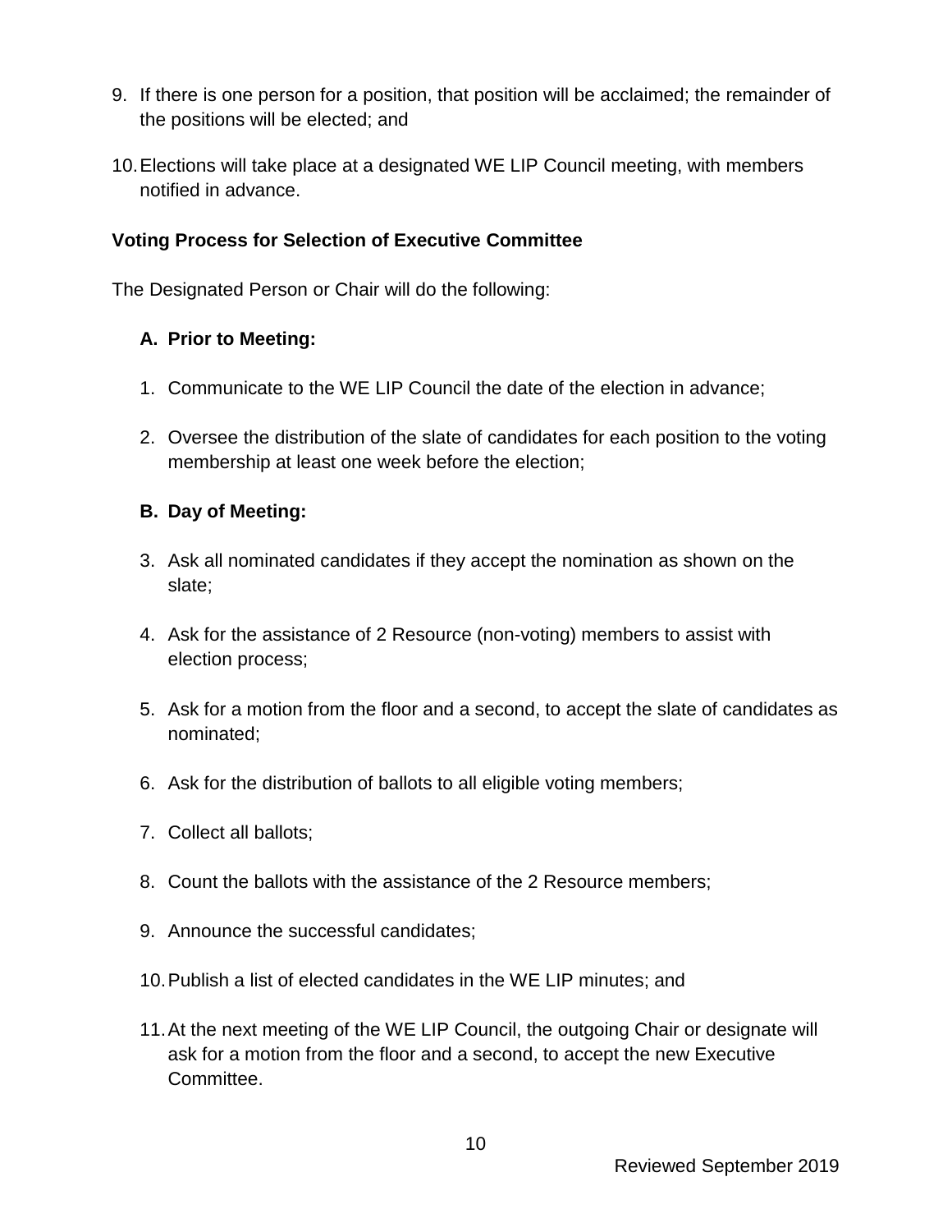9. If there is one person for a position, that position will be acclaimed; the remainder of the positions will be elected; and
10. Elections will take place at a designated WE LIP Council meeting, with members notified in advance.

**Voting Process for Selection of Executive Committee**

The Designated Person or Chair will do the following:

**A. Prior to Meeting:**

1. Communicate to the WE LIP Council the date of the election in advance;
2. Oversee the distribution of the slate of candidates for each position to the voting membership at least one week before the election;

**B. Day of Meeting:**

3. Ask all nominated candidates if they accept the nomination as shown on the slate;
4. Ask for the assistance of 2 Resource (non-voting) members to assist with election process;
5. Ask for a motion from the floor and a second, to accept the slate of candidates as nominated;
6. Ask for the distribution of ballots to all eligible voting members;
7. Collect all ballots;
8. Count the ballots with the assistance of the 2 Resource members;
9. Announce the successful candidates;
10. Publish a list of elected candidates in the WE LIP minutes; and
11. At the next meeting of the WE LIP Council, the outgoing Chair or designate will ask for a motion from the floor and a second, to accept the new Executive Committee.

Reviewed September 2019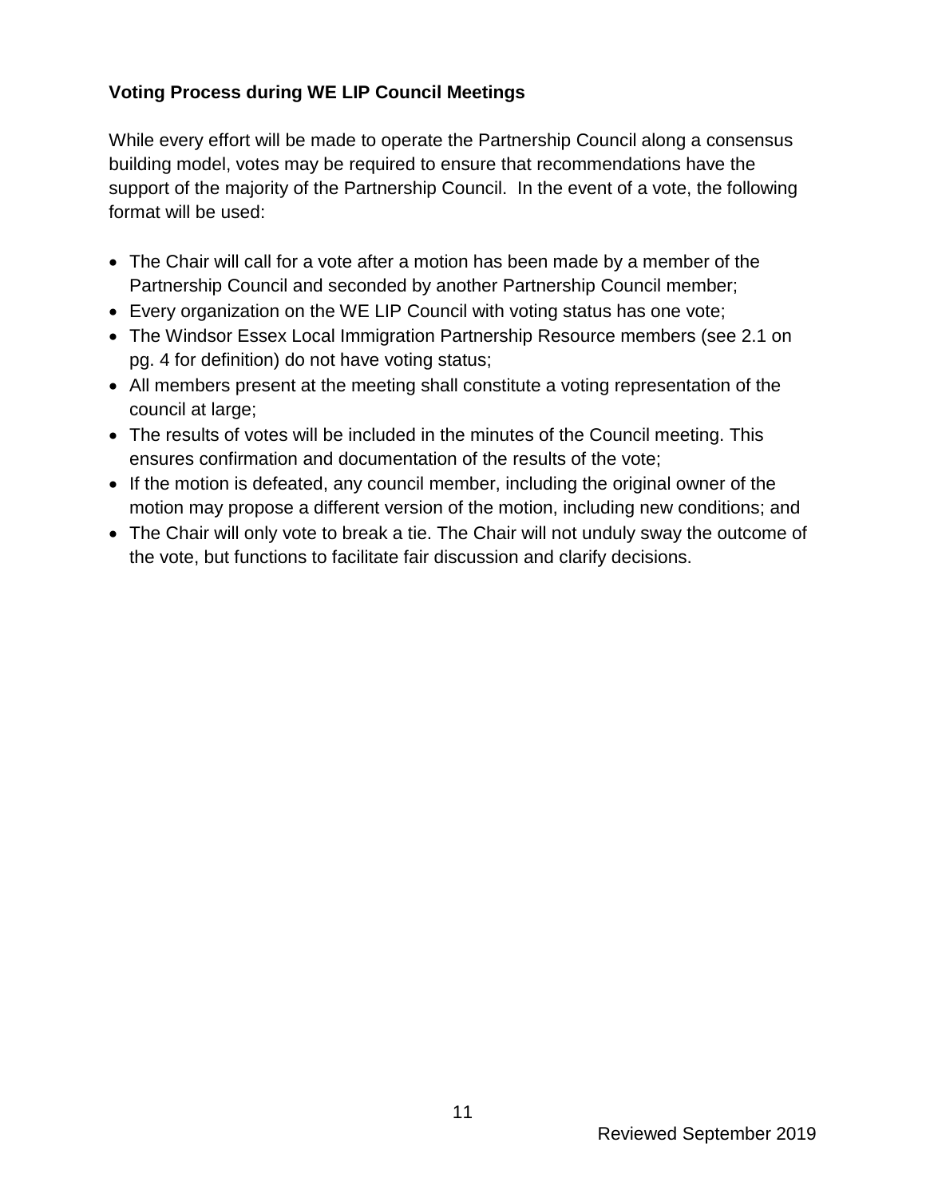**Voting Process during WE LIP Council Meetings**

While every effort will be made to operate the Partnership Council along a consensus building model, votes may be required to ensure that recommendations have the support of the majority of the Partnership Council. In the event of a vote, the following format will be used:

- The Chair will call for a vote after a motion has been made by a member of the Partnership Council and seconded by another Partnership Council member;
- Every organization on the WE LIP Council with voting status has one vote;
- The Windsor Essex Local Immigration Partnership Resource members (see 2.1 on pg. 4 for definition) do not have voting status;
- All members present at the meeting shall constitute a voting representation of the council at large;
- The results of votes will be included in the minutes of the Council meeting. This ensures confirmation and documentation of the results of the vote;
- If the motion is defeated, any council member, including the original owner of the motion may propose a different version of the motion, including new conditions; and
- The Chair will only vote to break a tie. The Chair will not unduly sway the outcome of the vote, but functions to facilitate fair discussion and clarify decisions.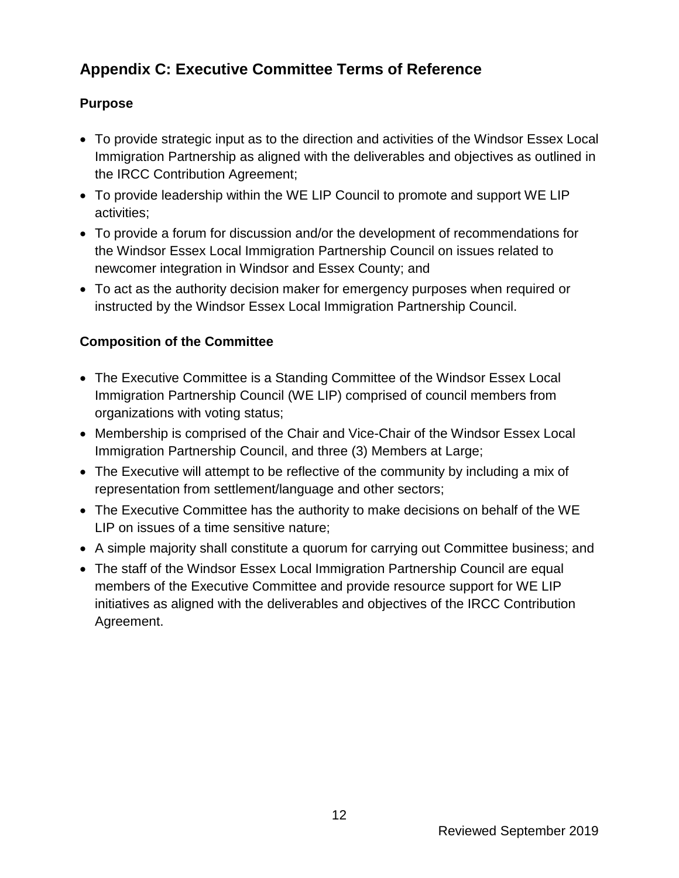## Appendix C: Executive Committee Terms of Reference

### Purpose

- To provide strategic input as to the direction and activities of the Windsor Essex Local Immigration Partnership as aligned with the deliverables and objectives as outlined in the IRCC Contribution Agreement;
- To provide leadership within the WE LIP Council to promote and support WE LIP activities;
- To provide a forum for discussion and/or the development of recommendations for the Windsor Essex Local Immigration Partnership Council on issues related to newcomer integration in Windsor and Essex County; and
- To act as the authority decision maker for emergency purposes when required or instructed by the Windsor Essex Local Immigration Partnership Council.

### Composition of the Committee

- The Executive Committee is a Standing Committee of the Windsor Essex Local Immigration Partnership Council (WE LIP) comprised of council members from organizations with voting status;
- Membership is comprised of the Chair and Vice-Chair of the Windsor Essex Local Immigration Partnership Council, and three (3) Members at Large;
- The Executive will attempt to be reflective of the community by including a mix of representation from settlement/language and other sectors;
- The Executive Committee has the authority to make decisions on behalf of the WE LIP on issues of a time sensitive nature;
- A simple majority shall constitute a quorum for carrying out Committee business; and
- The staff of the Windsor Essex Local Immigration Partnership Council are equal members of the Executive Committee and provide resource support for WE LIP initiatives as aligned with the deliverables and objectives of the IRCC Contribution Agreement.

Reviewed September 2019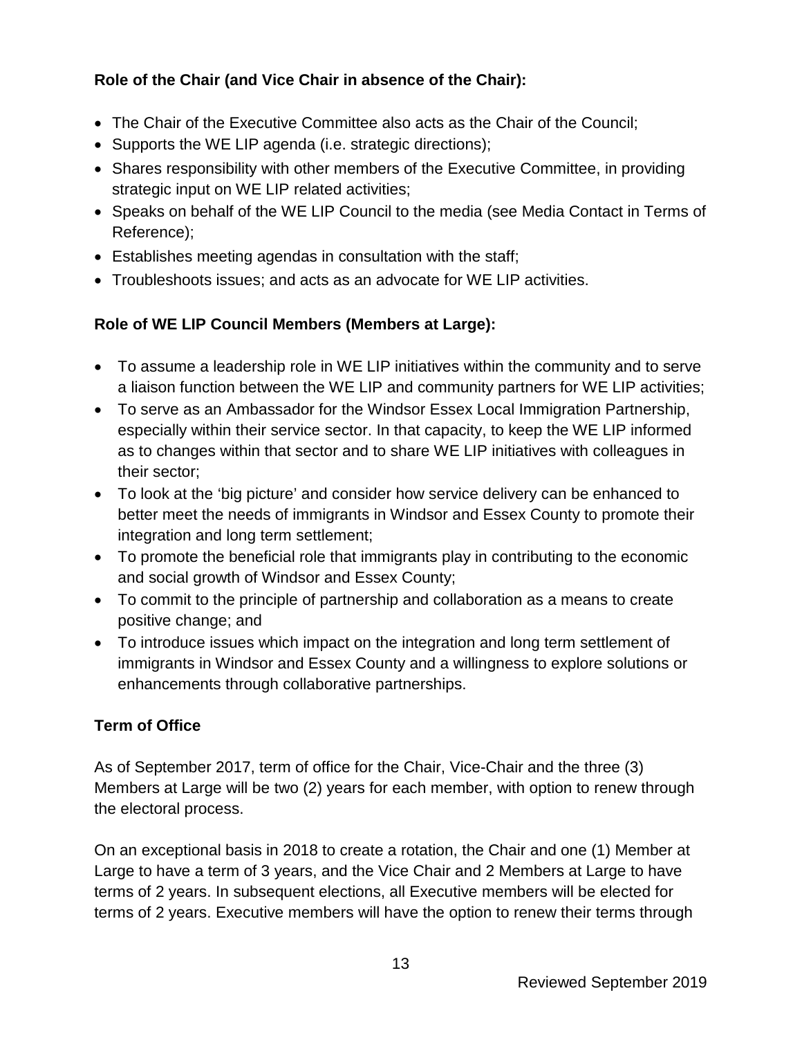**Role of the Chair (and Vice Chair in absence of the Chair):**

- The Chair of the Executive Committee also acts as the Chair of the Council;
- Supports the WE LIP agenda (i.e. strategic directions);
- Shares responsibility with other members of the Executive Committee, in providing strategic input on WE LIP related activities;
- Speaks on behalf of the WE LIP Council to the media (see Media Contact in Terms of Reference);
- Establishes meeting agendas in consultation with the staff;
- Troubleshoots issues; and acts as an advocate for WE LIP activities.

**Role of WE LIP Council Members (Members at Large):**

- To assume a leadership role in WE LIP initiatives within the community and to serve a liaison function between the WE LIP and community partners for WE LIP activities;
- To serve as an Ambassador for the Windsor Essex Local Immigration Partnership, especially within their service sector. In that capacity, to keep the WE LIP informed as to changes within that sector and to share WE LIP initiatives with colleagues in their sector;
- To look at the 'big picture' and consider how service delivery can be enhanced to better meet the needs of immigrants in Windsor and Essex County to promote their integration and long term settlement;
- To promote the beneficial role that immigrants play in contributing to the economic and social growth of Windsor and Essex County;
- To commit to the principle of partnership and collaboration as a means to create positive change; and
- To introduce issues which impact on the integration and long term settlement of immigrants in Windsor and Essex County and a willingness to explore solutions or enhancements through collaborative partnerships.

**Term of Office**

As of September 2017, term of office for the Chair, Vice-Chair and the three (3) Members at Large will be two (2) years for each member, with option to renew through the electoral process.

On an exceptional basis in 2018 to create a rotation, the Chair and one (1) Member at Large to have a term of 3 years, and the Vice Chair and 2 Members at Large to have terms of 2 years. In subsequent elections, all Executive members will be elected for terms of 2 years. Executive members will have the option to renew their terms through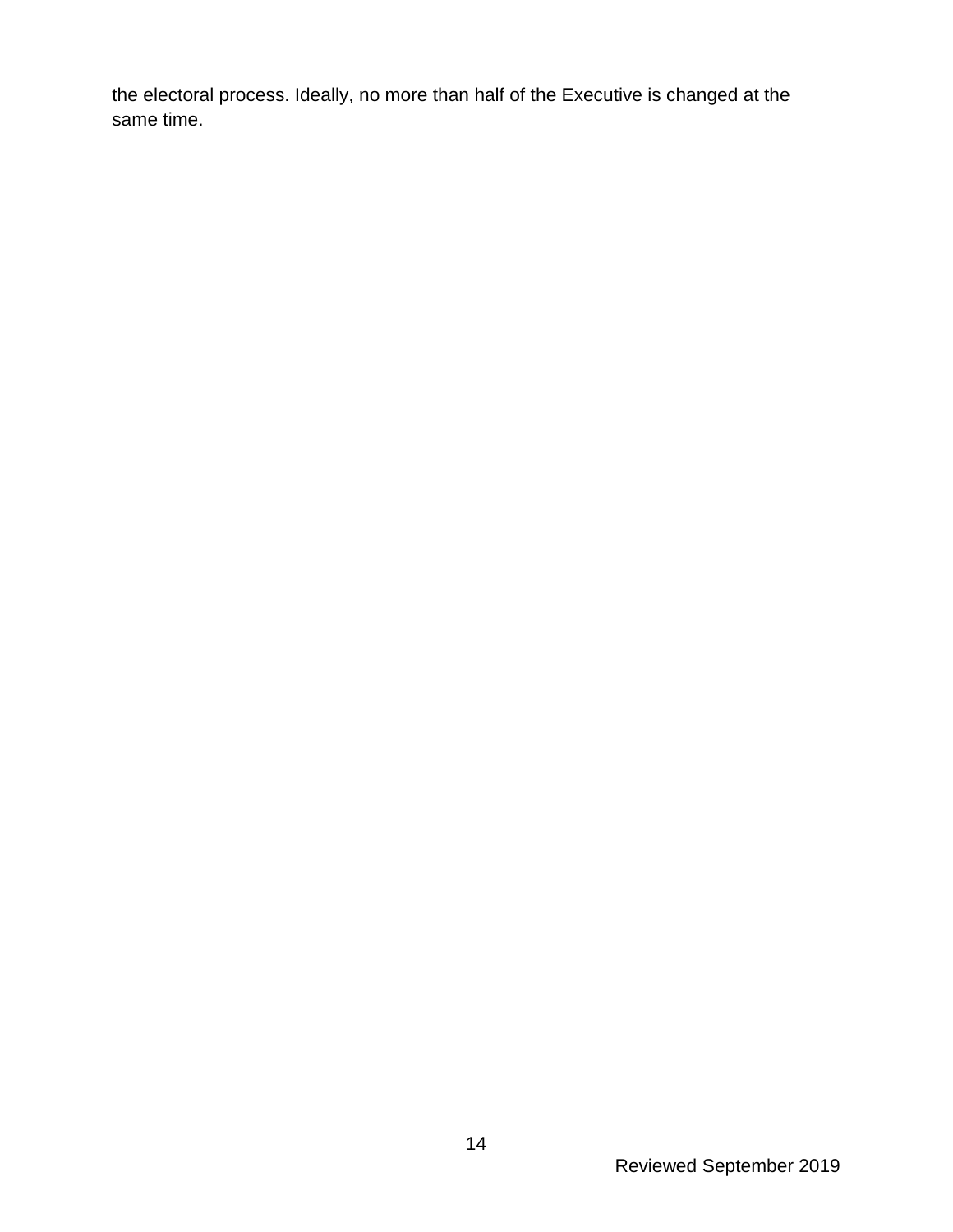the electoral process. Ideally, no more than half of the Executive is changed at the same time.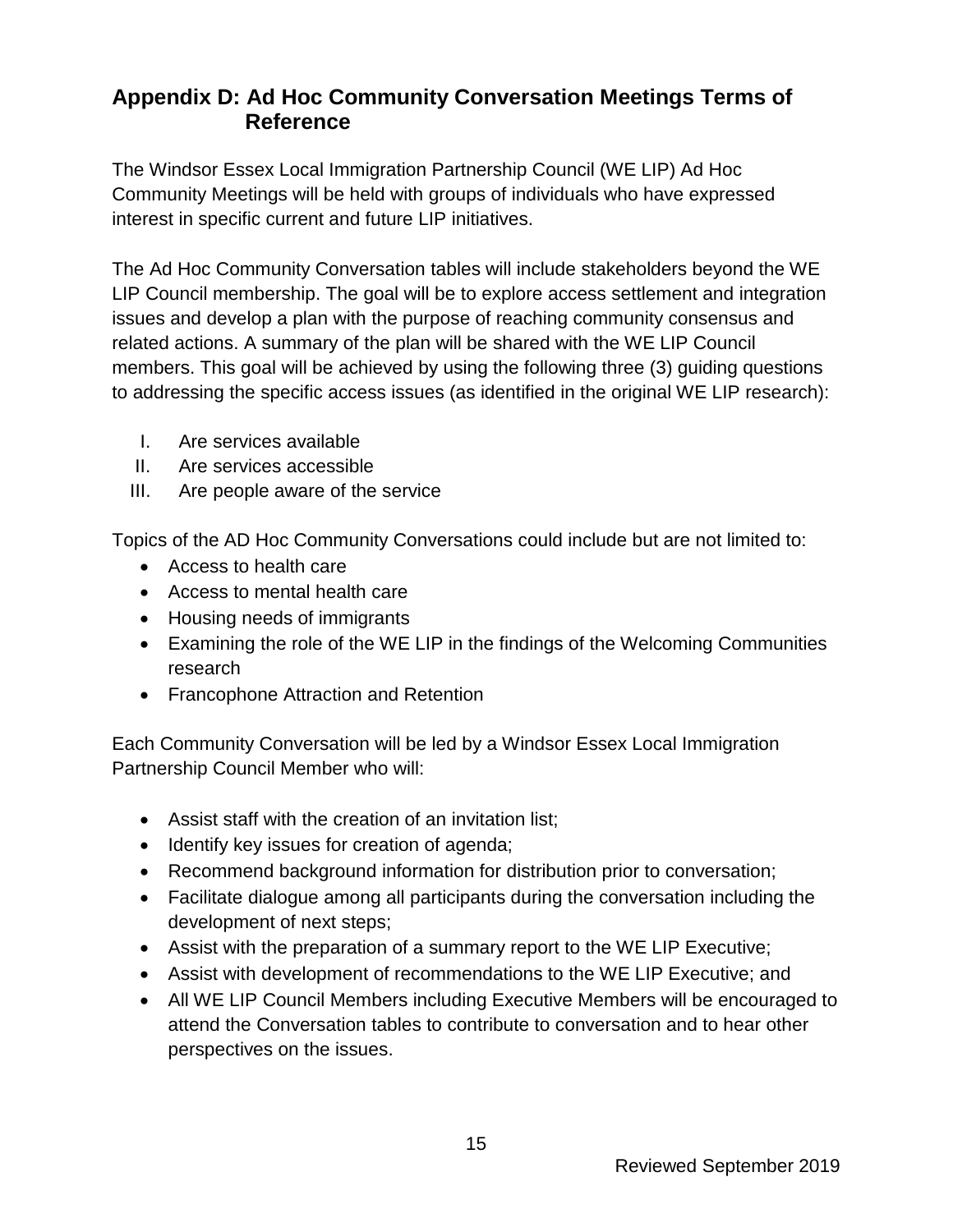## Appendix D: Ad Hoc Community Conversation Meetings Terms of Reference

The Windsor Essex Local Immigration Partnership Council (WE LIP) Ad Hoc Community Meetings will be held with groups of individuals who have expressed interest in specific current and future LIP initiatives.

The Ad Hoc Community Conversation tables will include stakeholders beyond the WE LIP Council membership. The goal will be to explore access settlement and integration issues and develop a plan with the purpose of reaching community consensus and related actions. A summary of the plan will be shared with the WE LIP Council members. This goal will be achieved by using the following three (3) guiding questions to addressing the specific access issues (as identified in the original WE LIP research):

I. Are services available
II. Are services accessible
III. Are people aware of the service

Topics of the AD Hoc Community Conversations could include but are not limited to:

- Access to health care
- Access to mental health care
- Housing needs of immigrants
- Examining the role of the WE LIP in the findings of the Welcoming Communities research
- Francophone Attraction and Retention

Each Community Conversation will be led by a Windsor Essex Local Immigration Partnership Council Member who will:

- Assist staff with the creation of an invitation list;
- Identify key issues for creation of agenda;
- Recommend background information for distribution prior to conversation;
- Facilitate dialogue among all participants during the conversation including the development of next steps;
- Assist with the preparation of a summary report to the WE LIP Executive;
- Assist with development of recommendations to the WE LIP Executive; and
- All WE LIP Council Members including Executive Members will be encouraged to attend the Conversation tables to contribute to conversation and to hear other perspectives on the issues.

Reviewed September 2019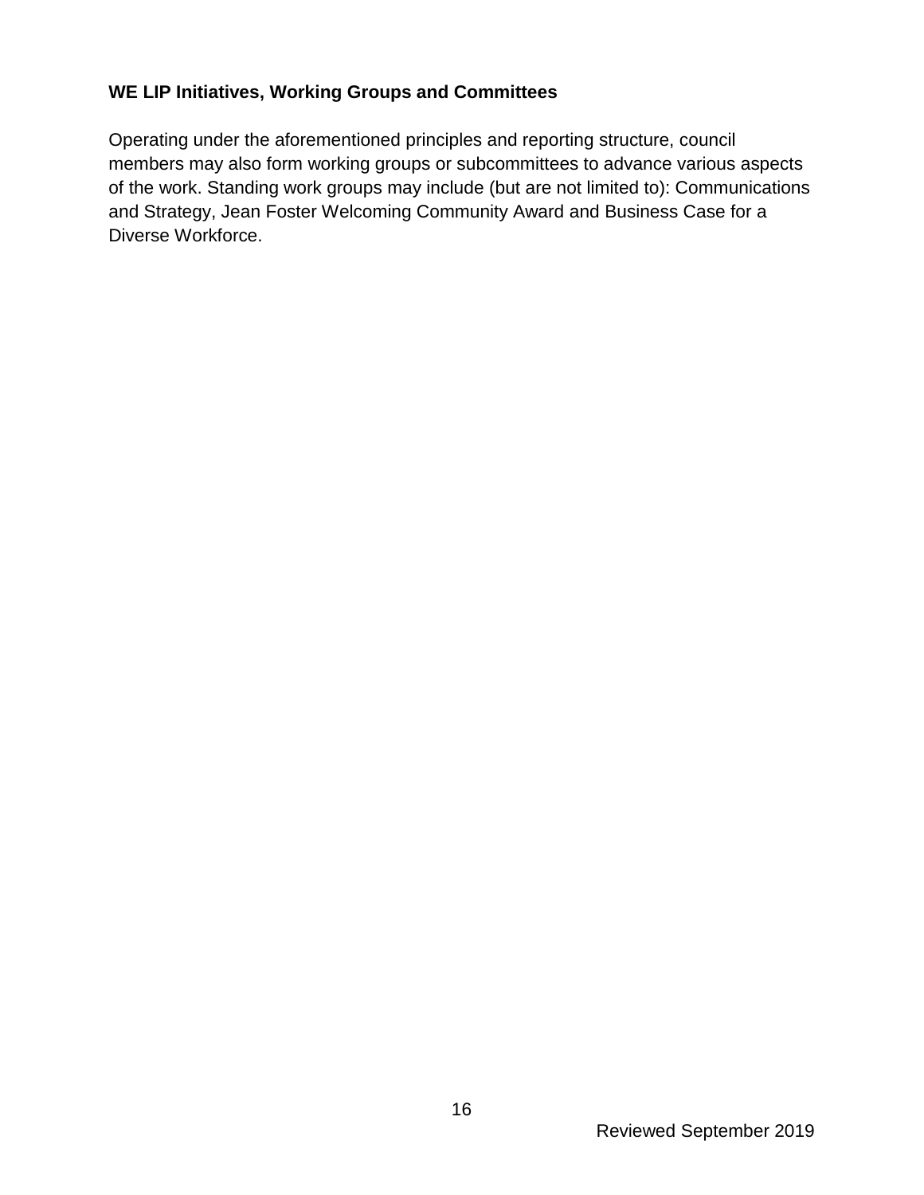**WE LIP Initiatives, Working Groups and Committees**

Operating under the aforementioned principles and reporting structure, council members may also form working groups or subcommittees to advance various aspects of the work. Standing work groups may include (but are not limited to): Communications and Strategy, Jean Foster Welcoming Community Award and Business Case for a Diverse Workforce.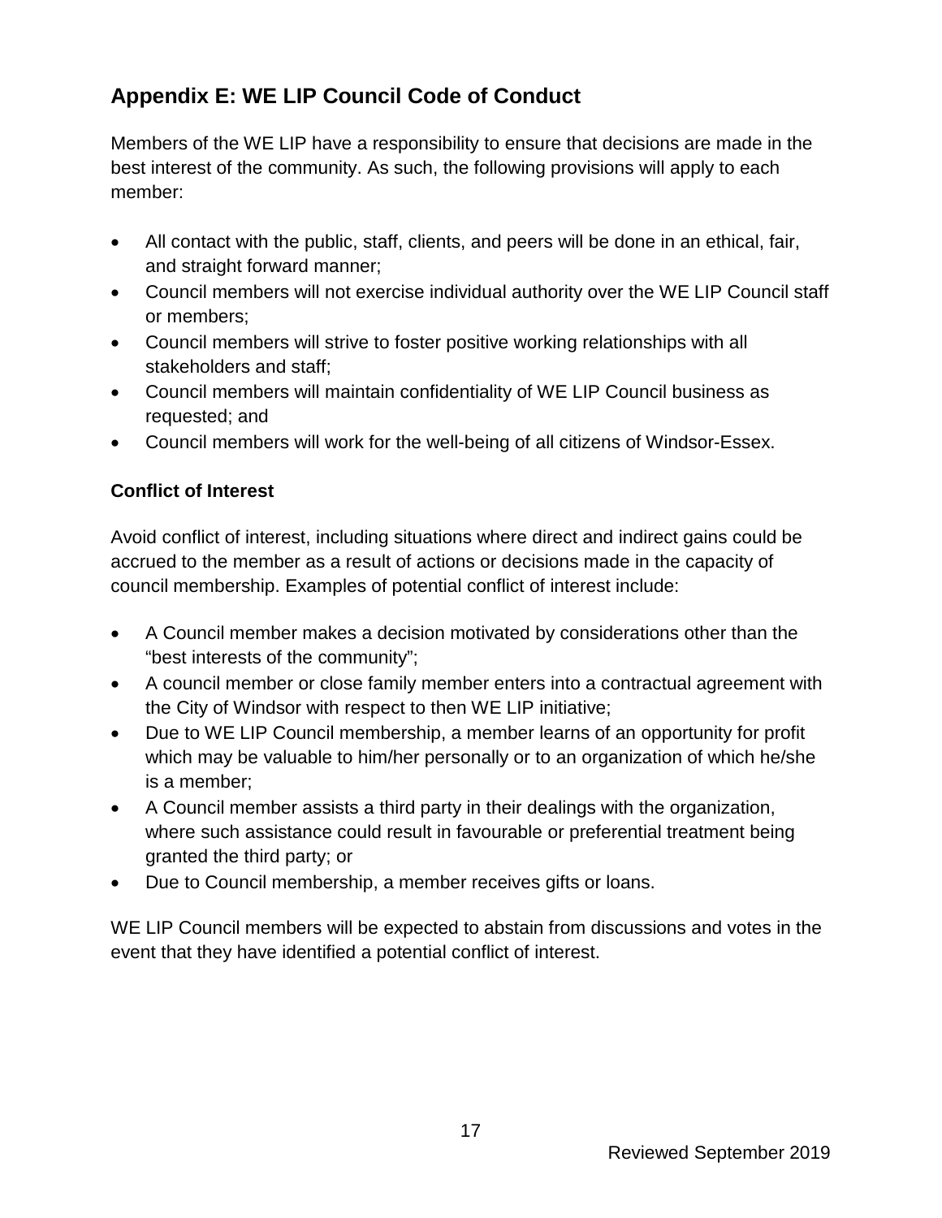## Appendix E: WE LIP Council Code of Conduct

Members of the WE LIP have a responsibility to ensure that decisions are made in the best interest of the community. As such, the following provisions will apply to each member:

- All contact with the public, staff, clients, and peers will be done in an ethical, fair, and straight forward manner;
- Council members will not exercise individual authority over the WE LIP Council staff or members;
- Council members will strive to foster positive working relationships with all stakeholders and staff;
- Council members will maintain confidentiality of WE LIP Council business as requested; and
- Council members will work for the well-being of all citizens of Windsor-Essex.

### Conflict of Interest

Avoid conflict of interest, including situations where direct and indirect gains could be accrued to the member as a result of actions or decisions made in the capacity of council membership. Examples of potential conflict of interest include:

- A Council member makes a decision motivated by considerations other than the "best interests of the community";
- A council member or close family member enters into a contractual agreement with the City of Windsor with respect to then WE LIP initiative;
- Due to WE LIP Council membership, a member learns of an opportunity for profit which may be valuable to him/her personally or to an organization of which he/she is a member;
- A Council member assists a third party in their dealings with the organization, where such assistance could result in favourable or preferential treatment being granted the third party; or
- Due to Council membership, a member receives gifts or loans.

WE LIP Council members will be expected to abstain from discussions and votes in the event that they have identified a potential conflict of interest.

Reviewed September 2019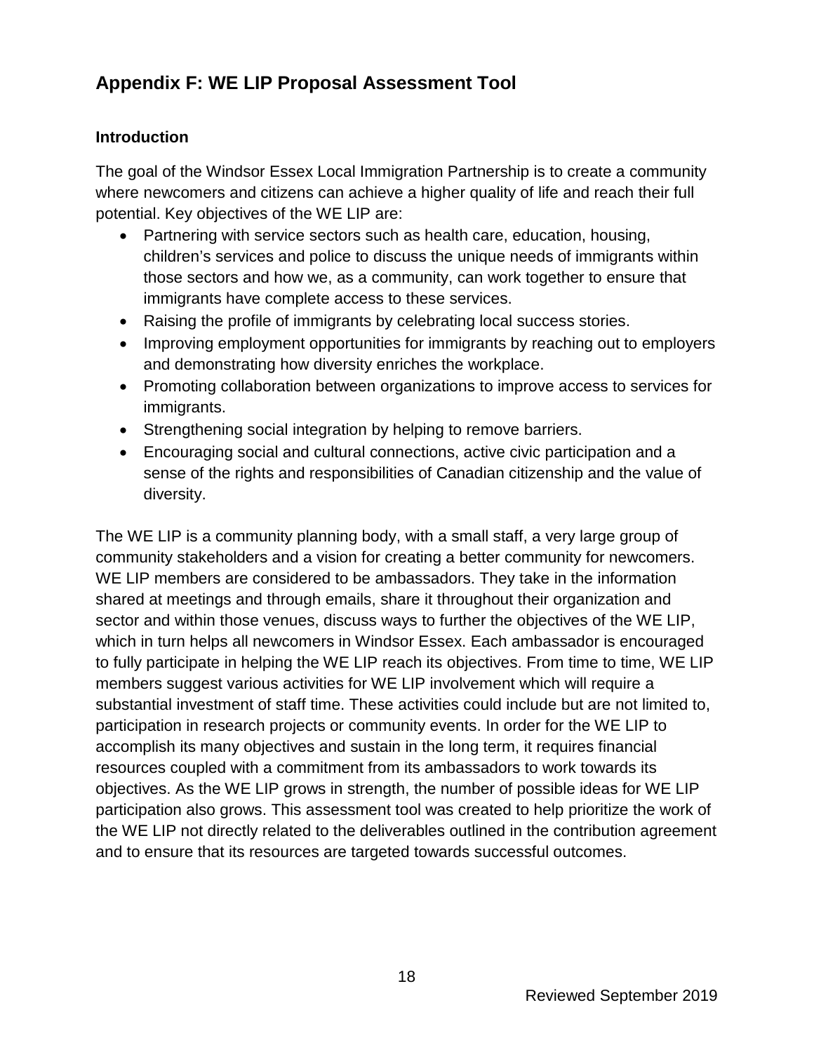## Appendix F: WE LIP Proposal Assessment Tool

### Introduction

The goal of the Windsor Essex Local Immigration Partnership is to create a community where newcomers and citizens can achieve a higher quality of life and reach their full potential. Key objectives of the WE LIP are:

- Partnering with service sectors such as health care, education, housing, children's services and police to discuss the unique needs of immigrants within those sectors and how we, as a community, can work together to ensure that immigrants have complete access to these services.
- Raising the profile of immigrants by celebrating local success stories.
- Improving employment opportunities for immigrants by reaching out to employers and demonstrating how diversity enriches the workplace.
- Promoting collaboration between organizations to improve access to services for immigrants.
- Strengthening social integration by helping to remove barriers.
- Encouraging social and cultural connections, active civic participation and a sense of the rights and responsibilities of Canadian citizenship and the value of diversity.

The WE LIP is a community planning body, with a small staff, a very large group of community stakeholders and a vision for creating a better community for newcomers. WE LIP members are considered to be ambassadors. They take in the information shared at meetings and through emails, share it throughout their organization and sector and within those venues, discuss ways to further the objectives of the WE LIP, which in turn helps all newcomers in Windsor Essex. Each ambassador is encouraged to fully participate in helping the WE LIP reach its objectives. From time to time, WE LIP members suggest various activities for WE LIP involvement which will require a substantial investment of staff time. These activities could include but are not limited to, participation in research projects or community events. In order for the WE LIP to accomplish its many objectives and sustain in the long term, it requires financial resources coupled with a commitment from its ambassadors to work towards its objectives. As the WE LIP grows in strength, the number of possible ideas for WE LIP participation also grows. This assessment tool was created to help prioritize the work of the WE LIP not directly related to the deliverables outlined in the contribution agreement and to ensure that its resources are targeted towards successful outcomes.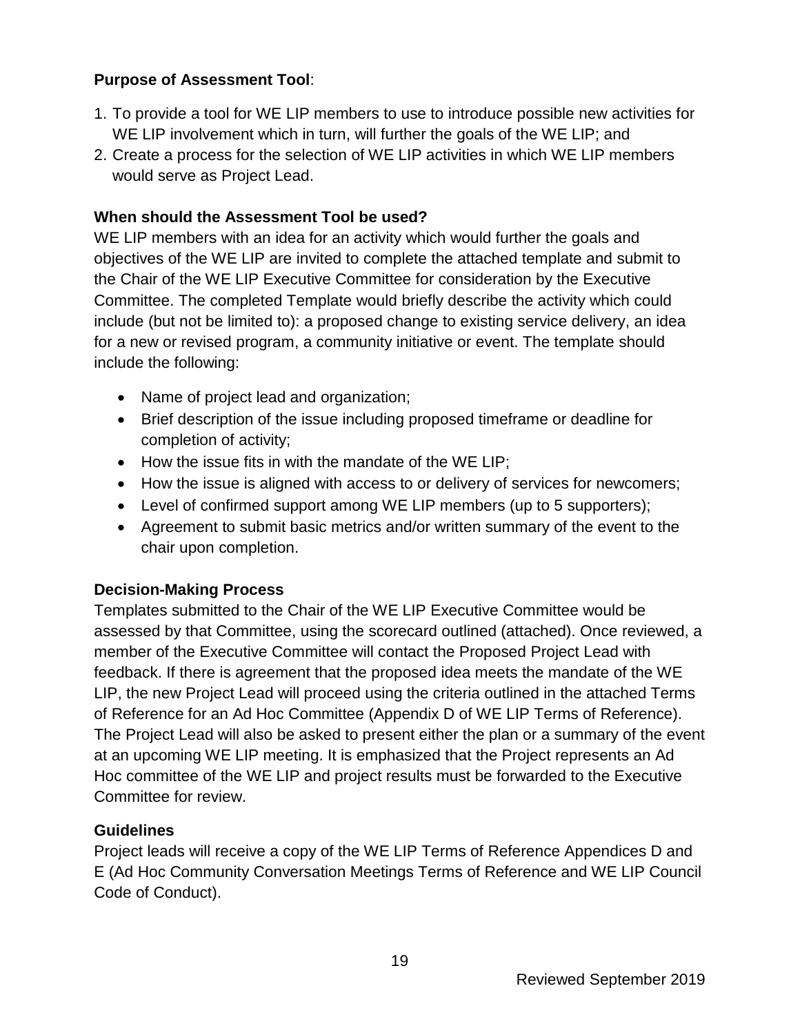**Purpose of Assessment Tool**:

1. To provide a tool for WE LIP members to use to introduce possible new activities for WE LIP involvement which in turn, will further the goals of the WE LIP; and
2. Create a process for the selection of WE LIP activities in which WE LIP members would serve as Project Lead.

**When should the Assessment Tool be used?**

WE LIP members with an idea for an activity which would further the goals and objectives of the WE LIP are invited to complete the attached template and submit to the Chair of the WE LIP Executive Committee for consideration by the Executive Committee. The completed Template would briefly describe the activity which could include (but not be limited to): a proposed change to existing service delivery, an idea for a new or revised program, a community initiative or event. The template should include the following:

- Name of project lead and organization;
- Brief description of the issue including proposed timeframe or deadline for completion of activity;
- How the issue fits in with the mandate of the WE LIP;
- How the issue is aligned with access to or delivery of services for newcomers;
- Level of confirmed support among WE LIP members (up to 5 supporters);
- Agreement to submit basic metrics and/or written summary of the event to the chair upon completion.

**Decision-Making Process**

Templates submitted to the Chair of the WE LIP Executive Committee would be assessed by that Committee, using the scorecard outlined (attached). Once reviewed, a member of the Executive Committee will contact the Proposed Project Lead with feedback. If there is agreement that the proposed idea meets the mandate of the WE LIP, the new Project Lead will proceed using the criteria outlined in the attached Terms of Reference for an Ad Hoc Committee (Appendix D of WE LIP Terms of Reference). The Project Lead will also be asked to present either the plan or a summary of the event at an upcoming WE LIP meeting. It is emphasized that the Project represents an Ad Hoc committee of the WE LIP and project results must be forwarded to the Executive Committee for review.

**Guidelines**

Project leads will receive a copy of the WE LIP Terms of Reference Appendices D and E (Ad Hoc Community Conversation Meetings Terms of Reference and WE LIP Council Code of Conduct).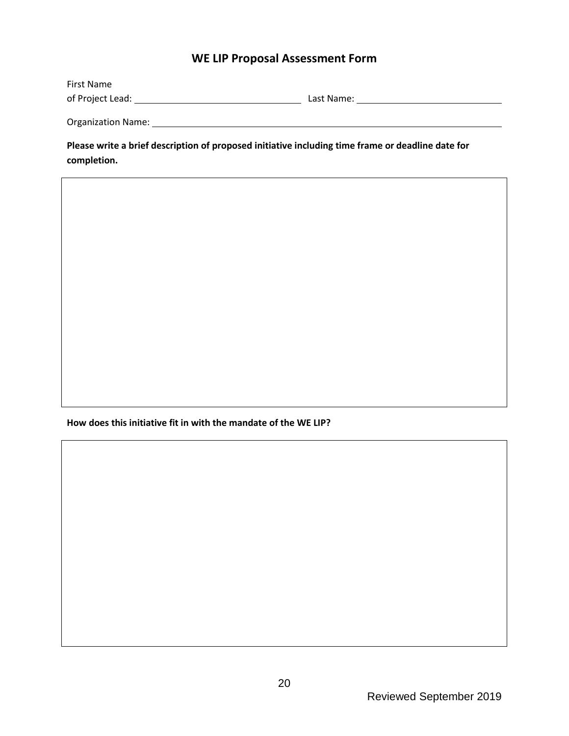## WE LIP Proposal Assessment Form

First Name of Project Lead: ______________________ Last Name: ______________________

Organization Name: ______________________________________________

**Please write a brief description of proposed initiative including time frame or deadline date for completion.**

**How does this initiative fit in with the mandate of the WE LIP?**

Reviewed September 2019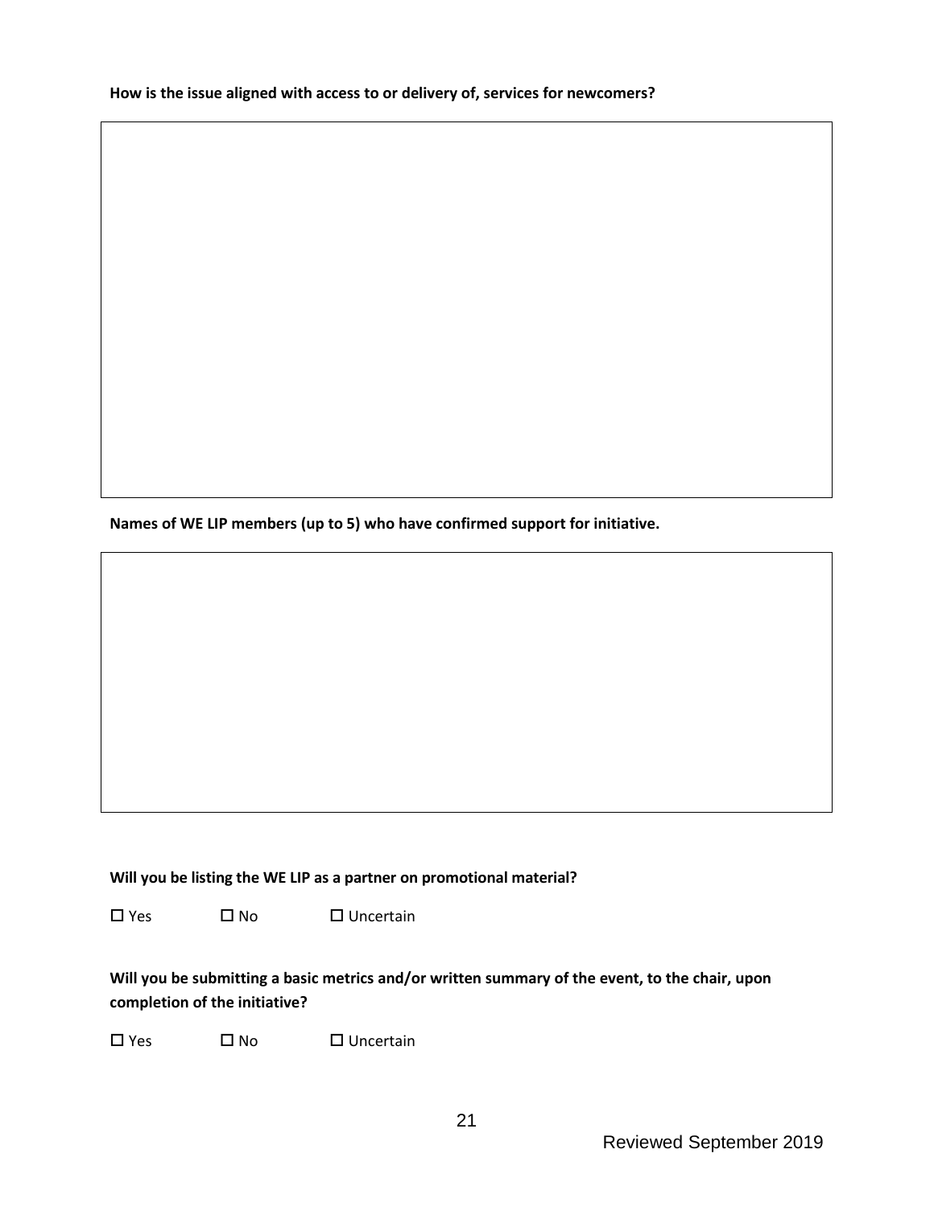**How is the issue aligned with access to or delivery of, services for newcomers?**

**Names of WE LIP members (up to 5) who have confirmed support for initiative.**

**Will you be listing the WE LIP as a partner on promotional material?**

☐ Yes ☐ No ☐ Uncertain

**Will you be submitting a basic metrics and/or written summary of the event, to the chair, upon completion of the initiative?**

☐ Yes ☐ No ☐ Uncertain

Reviewed September 2019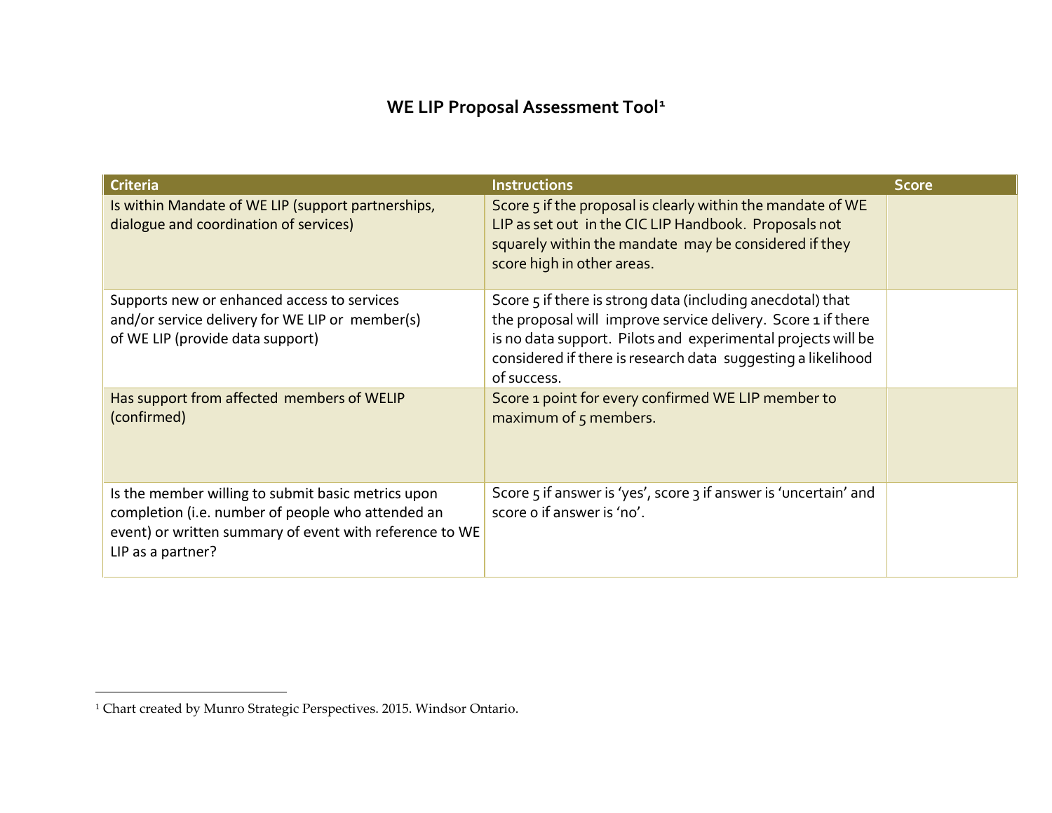# WE LIP Proposal Assessment Tool[1]

| Criteria | Instructions | Score |
|---|---|---|
| Is within Mandate of WE LIP (support partnerships, dialogue and coordination of services) | Score 5 if the proposal is clearly within the mandate of WE LIP as set out in the CIC LIP Handbook. Proposals not squarely within the mandate may be considered if they score high in other areas. | |
| Supports new or enhanced access to services and/or service delivery for WE LIP or member(s) of WE LIP (provide data support) | Score 5 if there is strong data (including anecdotal) that the proposal will improve service delivery. Score 1 if there is no data support. Pilots and experimental projects will be considered if there is research data suggesting a likelihood of success. | |
| Has support from affected members of WELIP (confirmed) | Score 1 point for every confirmed WE LIP member to maximum of 5 members. | |
| Is the member willing to submit basic metrics upon completion (i.e. number of people who attended an event) or written summary of event with reference to WE LIP as a partner? | Score 5 if answer is 'yes', score 3 if answer is 'uncertain' and score 0 if answer is 'no'. | |

[1] Chart created by Munro Strategic Perspectives. 2015. Windsor Ontario.